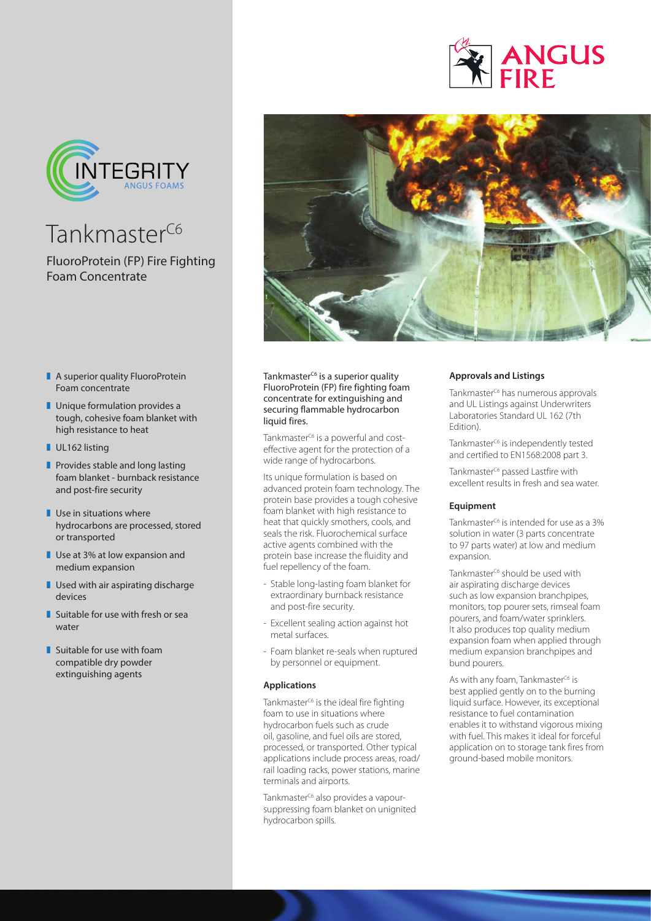# Tankmaster$^{C6}$

## FluoroProtein (FP) Fire Fighting Foam Concentrate

- A superior quality FluoroProtein Foam concentrate
- Unique formulation provides a tough, cohesive foam blanket with high resistance to heat
- UL162 listing
- Provides stable and long lasting foam blanket - burnback resistance and post-fire security
- Use in situations where hydrocarbons are processed, stored or transported
- Use at 3% at low expansion and medium expansion
- Used with air aspirating discharge devices
- Suitable for use with fresh or sea water
- Suitable for use with foam compatible dry powder extinguishing agents

**Tankmaster$^{C6}$ is a superior quality FluoroProtein (FP) fire fighting foam concentrate for extinguishing and securing flammable hydrocarbon liquid fires.**

Tankmaster$^{C6}$ is a powerful and cost-effective agent for the protection of a wide range of hydrocarbons.

Its unique formulation is based on advanced protein foam technology. The protein base provides a tough cohesive foam blanket with high resistance to heat that quickly smothers, cools, and seals the risk. Fluorochemical surface active agents combined with the protein base increase the fluidity and fuel repellency of the foam.

- Stable long-lasting foam blanket for extraordinary burnback resistance and post-fire security.
- Excellent sealing action against hot metal surfaces.
- Foam blanket re-seals when ruptured by personnel or equipment.

### Applications

Tankmaster$^{C6}$ is the ideal fire fighting foam to use in situations where hydrocarbon fuels such as crude oil, gasoline, and fuel oils are stored, processed, or transported. Other typical applications include process areas, road/rail loading racks, power stations, marine terminals and airports.

Tankmaster$^{C6}$ also provides a vapour-suppressing foam blanket on unignited hydrocarbon spills.

### Approvals and Listings

Tankmaster$^{C6}$ has numerous approvals and UL Listings against Underwriters Laboratories Standard UL 162 (7th Edition).

Tankmaster$^{C6}$ is independently tested and certified to EN1568:2008 part 3.

Tankmaster$^{C6}$ passed Lastfire with excellent results in fresh and sea water.

### Equipment

Tankmaster$^{C6}$ is intended for use as a 3% solution in water (3 parts concentrate to 97 parts water) at low and medium expansion.

Tankmaster$^{C6}$ should be used with air aspirating discharge devices such as low expansion branchpipes, monitors, top pourer sets, rimseal foam pourers, and foam/water sprinklers. It also produces top quality medium expansion foam when applied through medium expansion branchpipes and bund pourers.

As with any foam, Tankmaster$^{C6}$ is best applied gently on to the burning liquid surface. However, its exceptional resistance to fuel contamination enables it to withstand vigorous mixing with fuel. This makes it ideal for forceful application on to storage tank fires from ground-based mobile monitors.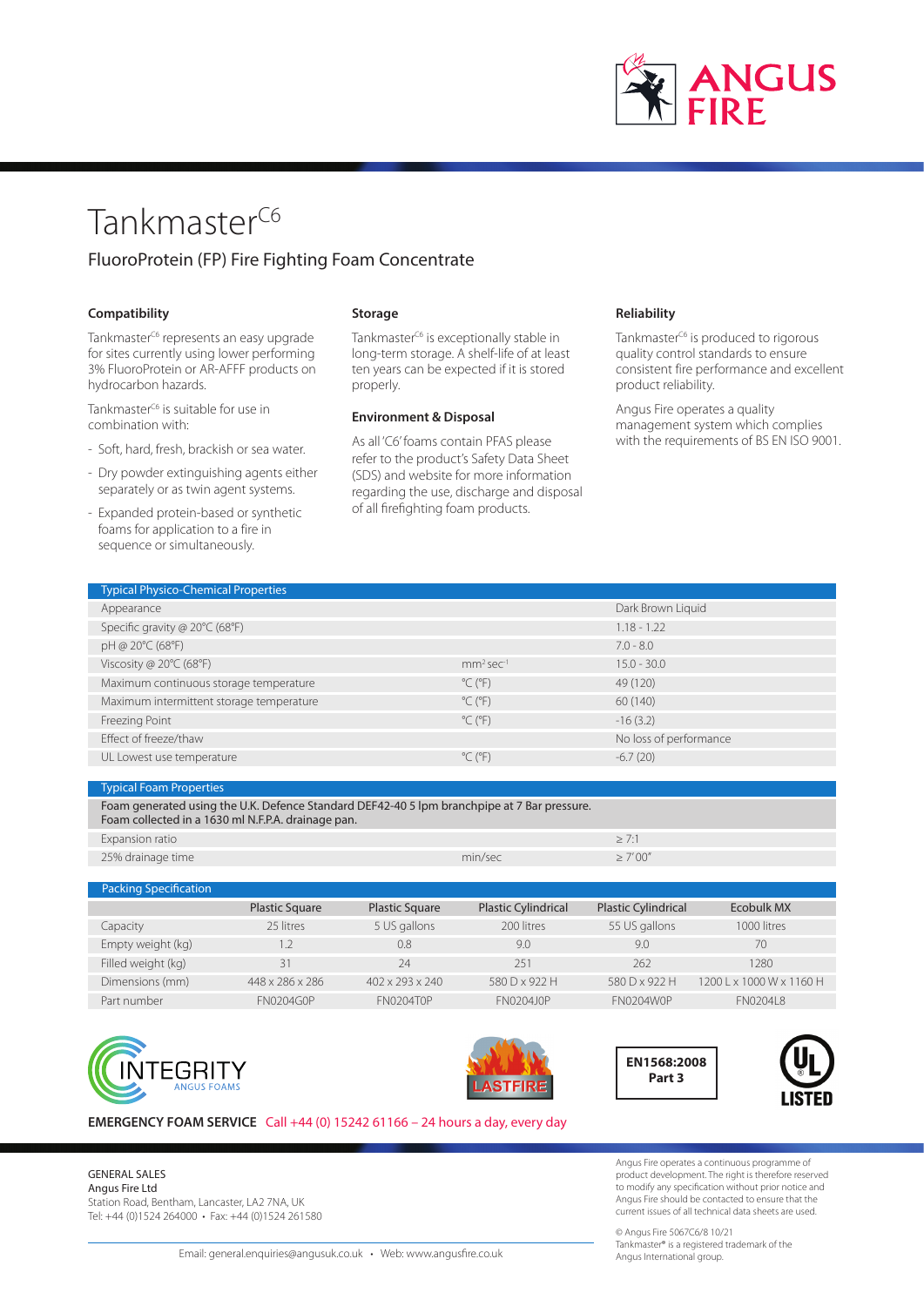# Tankmaster$^{C6}$

## FluoroProtein (FP) Fire Fighting Foam Concentrate

### Compatibility

Tankmaster$^{C6}$ represents an easy upgrade for sites currently using lower performing 3% FluoroProtein or AR-AFFF products on hydrocarbon hazards.

Tankmaster$^{C6}$ is suitable for use in combination with:

- Soft, hard, fresh, brackish or sea water.
- Dry powder extinguishing agents either separately or as twin agent systems.
- Expanded protein-based or synthetic foams for application to a fire in sequence or simultaneously.

### Storage

Tankmaster$^{C6}$ is exceptionally stable in long-term storage. A shelf-life of at least ten years can be expected if it is stored properly.

### Environment & Disposal

As all 'C6' foams contain PFAS please refer to the product's Safety Data Sheet (SDS) and website for more information regarding the use, discharge and disposal of all firefighting foam products.

### Reliability

Tankmaster$^{C6}$ is produced to rigorous quality control standards to ensure consistent fire performance and excellent product reliability.

Angus Fire operates a quality management system which complies with the requirements of BS EN ISO 9001.

| Typical Physico-Chemical Properties | | |
|---|---|---|
| Appearance | | Dark Brown Liquid |
| Specific gravity @ 20°C (68°F) | | 1.18 - 1.22 |
| pH @ 20°C (68°F) | | 7.0 - 8.0 |
| Viscosity @ 20°C (68°F) | $mm^2 sec^{-1}$ | 15.0 - 30.0 |
| Maximum continuous storage temperature | °C (°F) | 49 (120) |
| Maximum intermittent storage temperature | °C (°F) | 60 (140) |
| Freezing Point | °C (°F) | -16 (3.2) |
| Effect of freeze/thaw | | No loss of performance |
| UL Lowest use temperature | °C (°F) | -6.7 (20) |

| Typical Foam Properties | | |
|---|---|---|
| Foam generated using the U.K. Defence Standard DEF42-40 5 lpm branchpipe at 7 Bar pressure. Foam collected in a 1630 ml N.F.P.A. drainage pan. | | |
| Expansion ratio | | ≥ 7:1 |
| 25% drainage time | min/sec | ≥ 7'00" |

| Packing Specification | Plastic Square | Plastic Square | Plastic Cylindrical | Plastic Cylindrical | Ecobulk MX |
|---|---|---|---|---|---|
| Capacity | 25 litres | 5 US gallons | 200 litres | 55 US gallons | 1000 litres |
| Empty weight (kg) | 1.2 | 0.8 | 9.0 | 9.0 | 70 |
| Filled weight (kg) | 31 | 24 | 251 | 262 | 1280 |
| Dimensions (mm) | 448 x 286 x 286 | 402 x 293 x 240 | 580 D x 922 H | 580 D x 922 H | 1200 L x 1000 W x 1160 H |
| Part number | FN0204G0P | FN0204T0P | FN0204J0P | FN0204W0P | FN0204L8 |

INTEGRITY ANGUS FOAMS

LASTFIRE

EN1568:2008 Part 3

UL LISTED

**EMERGENCY FOAM SERVICE** Call +44 (0) 15242 61166 – 24 hours a day, every day

GENERAL SALES
Angus Fire Ltd
Station Road, Bentham, Lancaster, LA2 7NA, UK
Tel: +44 (0)1524 264000 • Fax: +44 (0)1524 261580

Email: general.enquiries@angusuk.co.uk • Web: www.angusfire.co.uk

Angus Fire operates a continuous programme of product development. The right is therefore reserved to modify any specification without prior notice and Angus Fire should be contacted to ensure that the current issues of all technical data sheets are used.

© Angus Fire 5067C6/8 10/21
Tankmaster® is a registered trademark of the Angus International group.